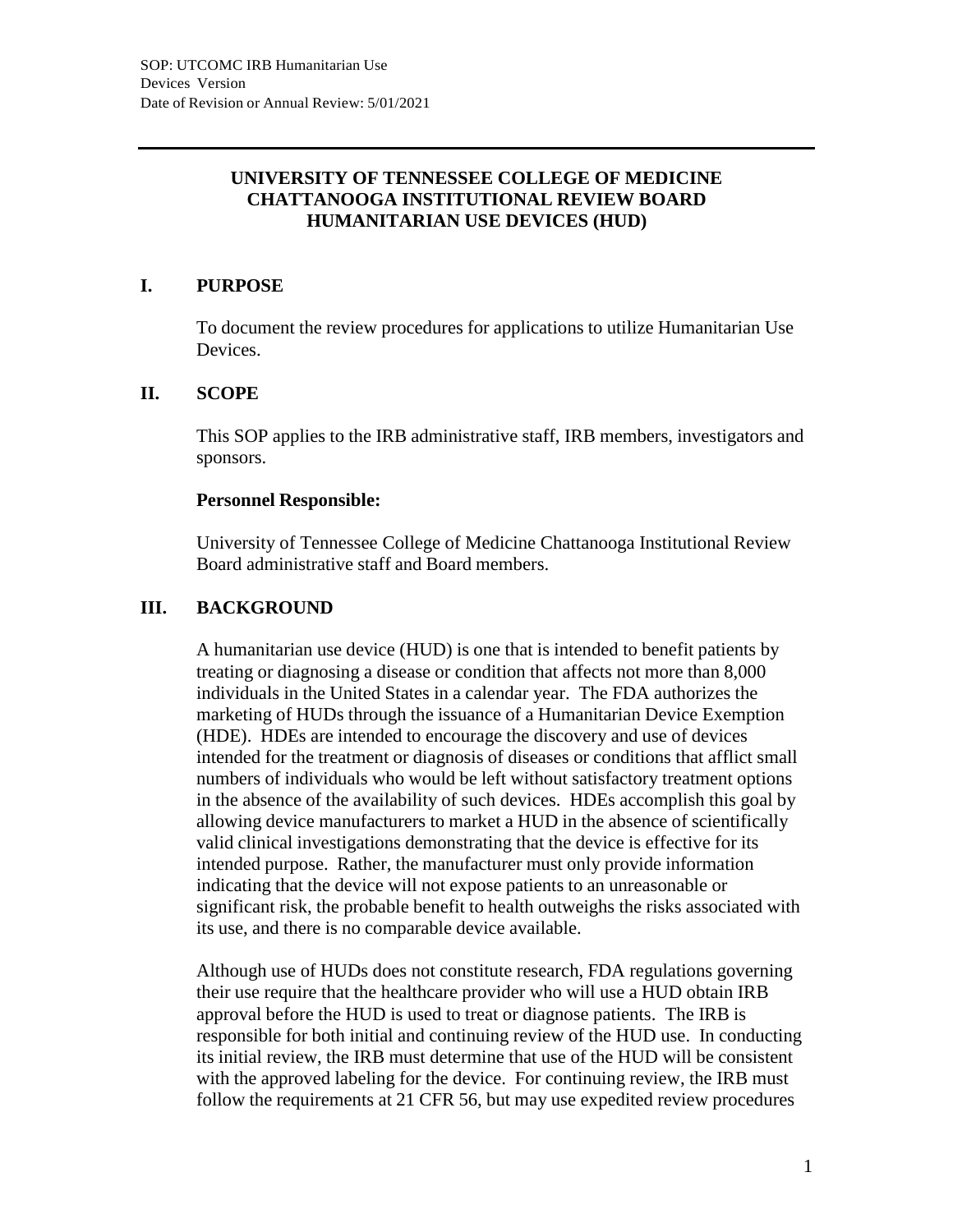# UNIVERSITY OF TENNESSEE COLLEGE OF MEDICINE CHATTANOOGA INSTITUTIONAL REVIEW BOARD HUMANITARIAN USE DEVICES (HUD)

## I. PURPOSE

To document the review procedures for applications to utilize Humanitarian Use Devices.

## II. SCOPE

This SOP applies to the IRB administrative staff, IRB members, investigators and sponsors.

**Personnel Responsible:**

University of Tennessee College of Medicine Chattanooga Institutional Review Board administrative staff and Board members.

## III. BACKGROUND

A humanitarian use device (HUD) is one that is intended to benefit patients by treating or diagnosing a disease or condition that affects not more than 8,000 individuals in the United States in a calendar year. The FDA authorizes the marketing of HUDs through the issuance of a Humanitarian Device Exemption (HDE). HDEs are intended to encourage the discovery and use of devices intended for the treatment or diagnosis of diseases or conditions that afflict small numbers of individuals who would be left without satisfactory treatment options in the absence of the availability of such devices. HDEs accomplish this goal by allowing device manufacturers to market a HUD in the absence of scientifically valid clinical investigations demonstrating that the device is effective for its intended purpose. Rather, the manufacturer must only provide information indicating that the device will not expose patients to an unreasonable or significant risk, the probable benefit to health outweighs the risks associated with its use, and there is no comparable device available.

Although use of HUDs does not constitute research, FDA regulations governing their use require that the healthcare provider who will use a HUD obtain IRB approval before the HUD is used to treat or diagnose patients. The IRB is responsible for both initial and continuing review of the HUD use. In conducting its initial review, the IRB must determine that use of the HUD will be consistent with the approved labeling for the device. For continuing review, the IRB must follow the requirements at 21 CFR 56, but may use expedited review procedures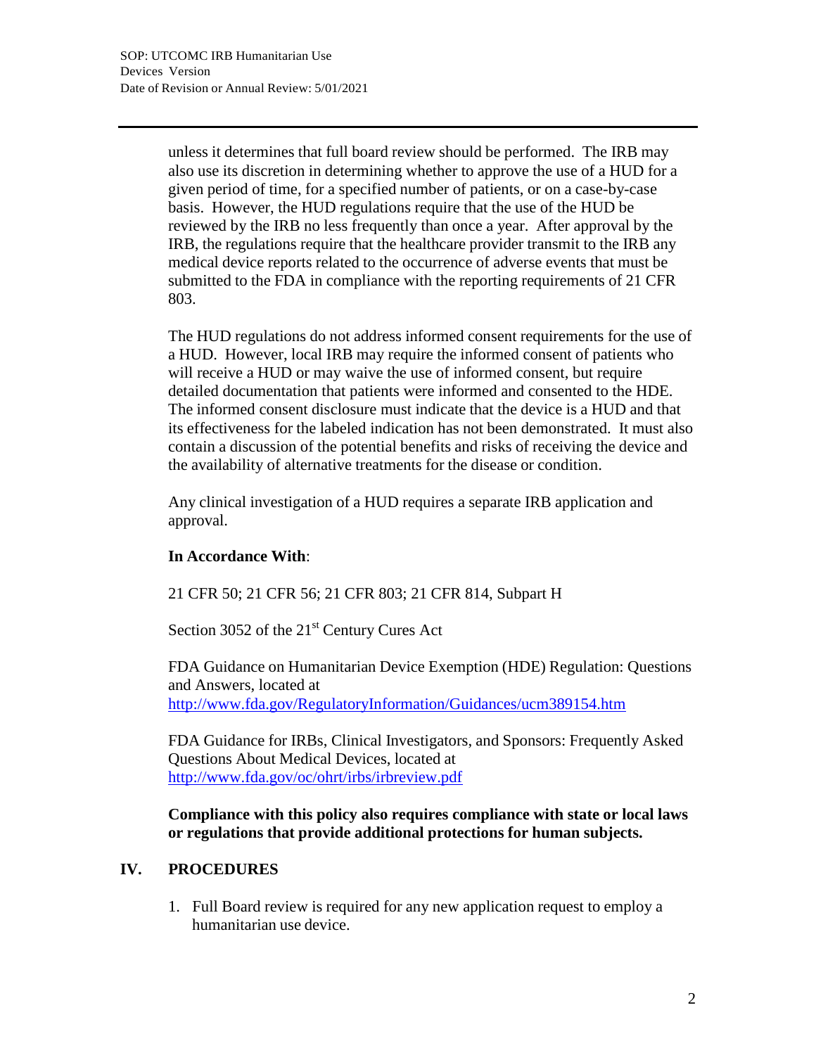unless it determines that full board review should be performed. The IRB may also use its discretion in determining whether to approve the use of a HUD for a given period of time, for a specified number of patients, or on a case-by-case basis. However, the HUD regulations require that the use of the HUD be reviewed by the IRB no less frequently than once a year. After approval by the IRB, the regulations require that the healthcare provider transmit to the IRB any medical device reports related to the occurrence of adverse events that must be submitted to the FDA in compliance with the reporting requirements of 21 CFR 803.

The HUD regulations do not address informed consent requirements for the use of a HUD. However, local IRB may require the informed consent of patients who will receive a HUD or may waive the use of informed consent, but require detailed documentation that patients were informed and consented to the HDE. The informed consent disclosure must indicate that the device is a HUD and that its effectiveness for the labeled indication has not been demonstrated. It must also contain a discussion of the potential benefits and risks of receiving the device and the availability of alternative treatments for the disease or condition.

Any clinical investigation of a HUD requires a separate IRB application and approval.

**In Accordance With**:

21 CFR 50; 21 CFR 56; 21 CFR 803; 21 CFR 814, Subpart H

Section 3052 of the 21st Century Cures Act

FDA Guidance on Humanitarian Device Exemption (HDE) Regulation: Questions and Answers, located at http://www.fda.gov/RegulatoryInformation/Guidances/ucm389154.htm

FDA Guidance for IRBs, Clinical Investigators, and Sponsors: Frequently Asked Questions About Medical Devices, located at http://www.fda.gov/oc/ohrt/irbs/irbreview.pdf

**Compliance with this policy also requires compliance with state or local laws or regulations that provide additional protections for human subjects.**

## IV. PROCEDURES

1. Full Board review is required for any new application request to employ a humanitarian use device.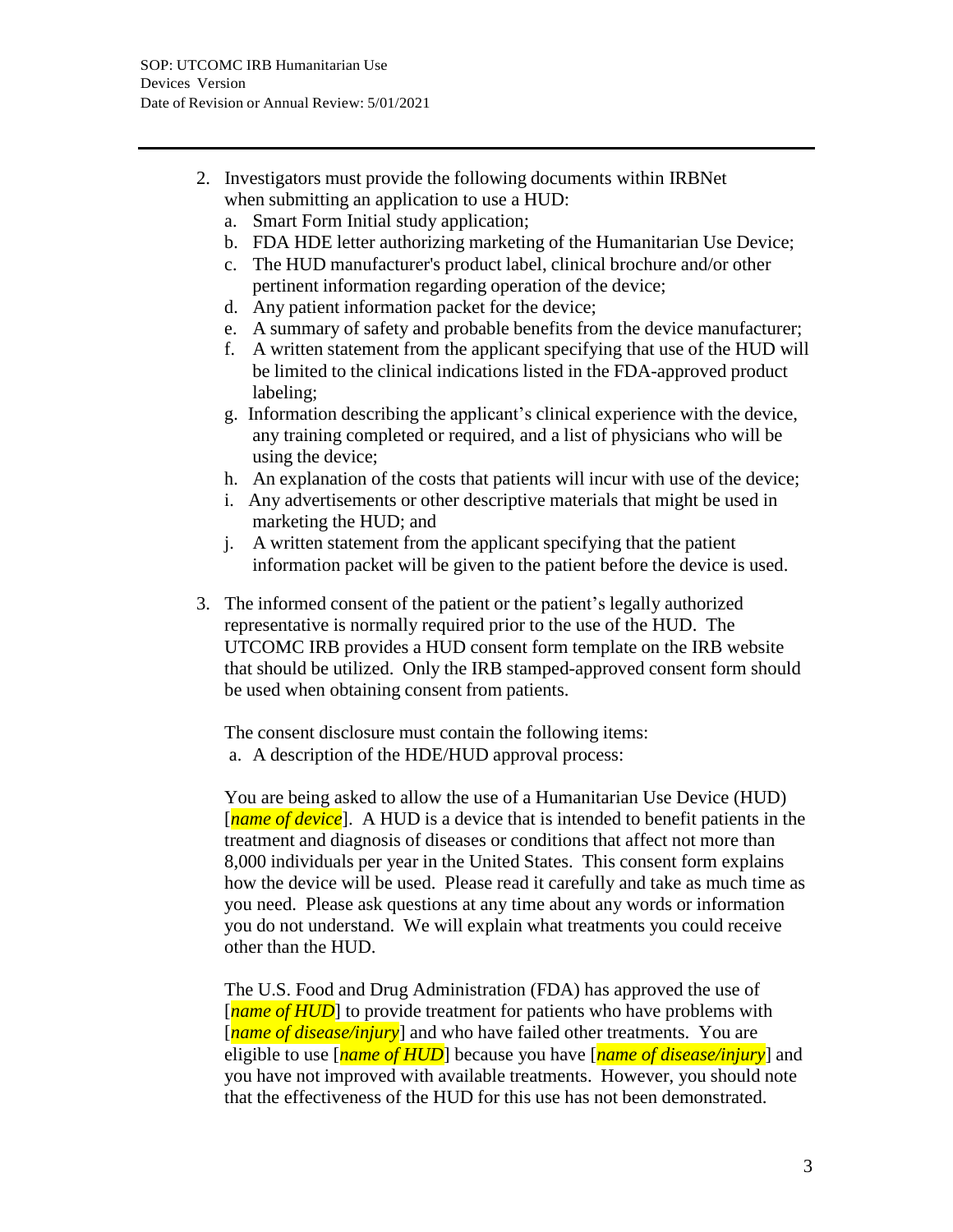2. Investigators must provide the following documents within IRBNet when submitting an application to use a HUD:
   a. Smart Form Initial study application;
   b. FDA HDE letter authorizing marketing of the Humanitarian Use Device;
   c. The HUD manufacturer's product label, clinical brochure and/or other pertinent information regarding operation of the device;
   d. Any patient information packet for the device;
   e. A summary of safety and probable benefits from the device manufacturer;
   f. A written statement from the applicant specifying that use of the HUD will be limited to the clinical indications listed in the FDA-approved product labeling;
   g. Information describing the applicant's clinical experience with the device, any training completed or required, and a list of physicians who will be using the device;
   h. An explanation of the costs that patients will incur with use of the device;
   i. Any advertisements or other descriptive materials that might be used in marketing the HUD; and
   j. A written statement from the applicant specifying that the patient information packet will be given to the patient before the device is used.

3. The informed consent of the patient or the patient's legally authorized representative is normally required prior to the use of the HUD. The UTCOMC IRB provides a HUD consent form template on the IRB website that should be utilized. Only the IRB stamped-approved consent form should be used when obtaining consent from patients.

   The consent disclosure must contain the following items:

   a. A description of the HDE/HUD approval process:

   You are being asked to allow the use of a Humanitarian Use Device (HUD) [*name of device*]. A HUD is a device that is intended to benefit patients in the treatment and diagnosis of diseases or conditions that affect not more than 8,000 individuals per year in the United States. This consent form explains how the device will be used. Please read it carefully and take as much time as you need. Please ask questions at any time about any words or information you do not understand. We will explain what treatments you could receive other than the HUD.

   The U.S. Food and Drug Administration (FDA) has approved the use of [*name of HUD*] to provide treatment for patients who have problems with [*name of disease/injury*] and who have failed other treatments. You are eligible to use [*name of HUD*] because you have [*name of disease/injury*] and you have not improved with available treatments. However, you should note that the effectiveness of the HUD for this use has not been demonstrated.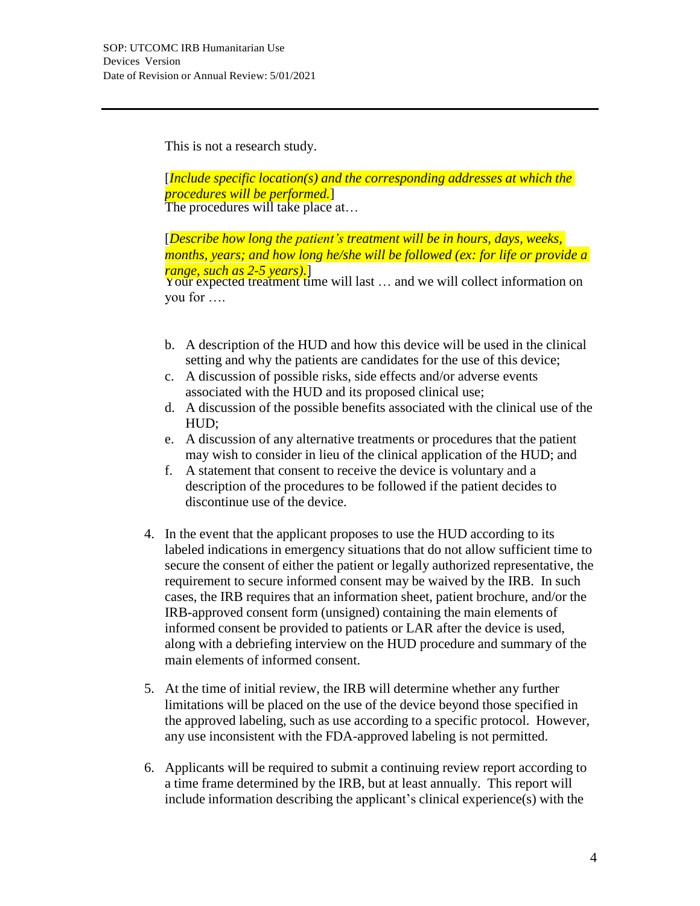This is not a research study.

[*Include specific location(s) and the corresponding addresses at which the procedures will be performed.*]
The procedures will take place at…

[*Describe how long the patient's treatment will be in hours, days, weeks, months, years; and how long he/she will be followed (ex: for life or provide a range, such as 2-5 years).*]
Your expected treatment time will last … and we will collect information on you for ….

b. A description of the HUD and how this device will be used in the clinical setting and why the patients are candidates for the use of this device;
c. A discussion of possible risks, side effects and/or adverse events associated with the HUD and its proposed clinical use;
d. A discussion of the possible benefits associated with the clinical use of the HUD;
e. A discussion of any alternative treatments or procedures that the patient may wish to consider in lieu of the clinical application of the HUD; and
f. A statement that consent to receive the device is voluntary and a description of the procedures to be followed if the patient decides to discontinue use of the device.

4. In the event that the applicant proposes to use the HUD according to its labeled indications in emergency situations that do not allow sufficient time to secure the consent of either the patient or legally authorized representative, the requirement to secure informed consent may be waived by the IRB. In such cases, the IRB requires that an information sheet, patient brochure, and/or the IRB-approved consent form (unsigned) containing the main elements of informed consent be provided to patients or LAR after the device is used, along with a debriefing interview on the HUD procedure and summary of the main elements of informed consent.

5. At the time of initial review, the IRB will determine whether any further limitations will be placed on the use of the device beyond those specified in the approved labeling, such as use according to a specific protocol. However, any use inconsistent with the FDA-approved labeling is not permitted.

6. Applicants will be required to submit a continuing review report according to a time frame determined by the IRB, but at least annually. This report will include information describing the applicant's clinical experience(s) with the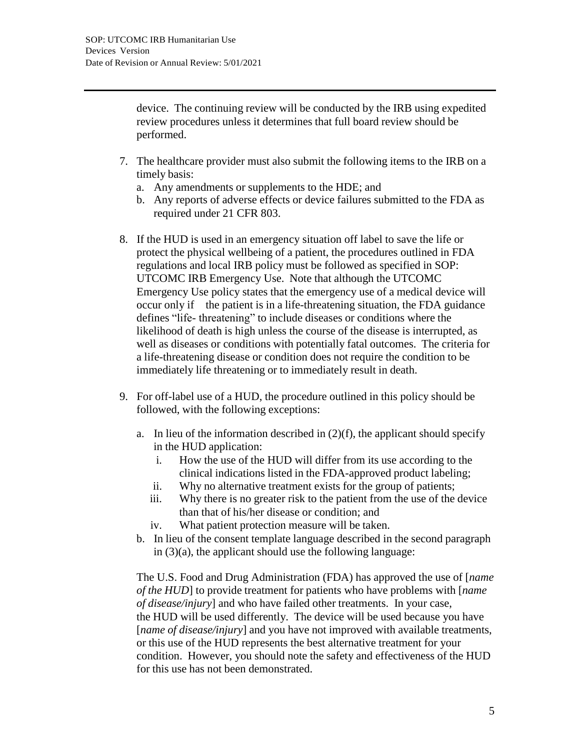device. The continuing review will be conducted by the IRB using expedited review procedures unless it determines that full board review should be performed.

7. The healthcare provider must also submit the following items to the IRB on a timely basis:
   a. Any amendments or supplements to the HDE; and
   b. Any reports of adverse effects or device failures submitted to the FDA as required under 21 CFR 803.

8. If the HUD is used in an emergency situation off label to save the life or protect the physical wellbeing of a patient, the procedures outlined in FDA regulations and local IRB policy must be followed as specified in SOP: UTCOMC IRB Emergency Use. Note that although the UTCOMC Emergency Use policy states that the emergency use of a medical device will occur only if the patient is in a life-threatening situation, the FDA guidance defines "life- threatening" to include diseases or conditions where the likelihood of death is high unless the course of the disease is interrupted, as well as diseases or conditions with potentially fatal outcomes. The criteria for a life-threatening disease or condition does not require the condition to be immediately life threatening or to immediately result in death.

9. For off-label use of a HUD, the procedure outlined in this policy should be followed, with the following exceptions:

   a. In lieu of the information described in (2)(f), the applicant should specify in the HUD application:
      i. How the use of the HUD will differ from its use according to the clinical indications listed in the FDA-approved product labeling;
      ii. Why no alternative treatment exists for the group of patients;
      iii. Why there is no greater risk to the patient from the use of the device than that of his/her disease or condition; and
      iv. What patient protection measure will be taken.
   b. In lieu of the consent template language described in the second paragraph in (3)(a), the applicant should use the following language:

   The U.S. Food and Drug Administration (FDA) has approved the use of [*name of the HUD*] to provide treatment for patients who have problems with [*name of disease/injury*] and who have failed other treatments. In your case, the HUD will be used differently. The device will be used because you have [*name of disease/injury*] and you have not improved with available treatments, or this use of the HUD represents the best alternative treatment for your condition. However, you should note the safety and effectiveness of the HUD for this use has not been demonstrated.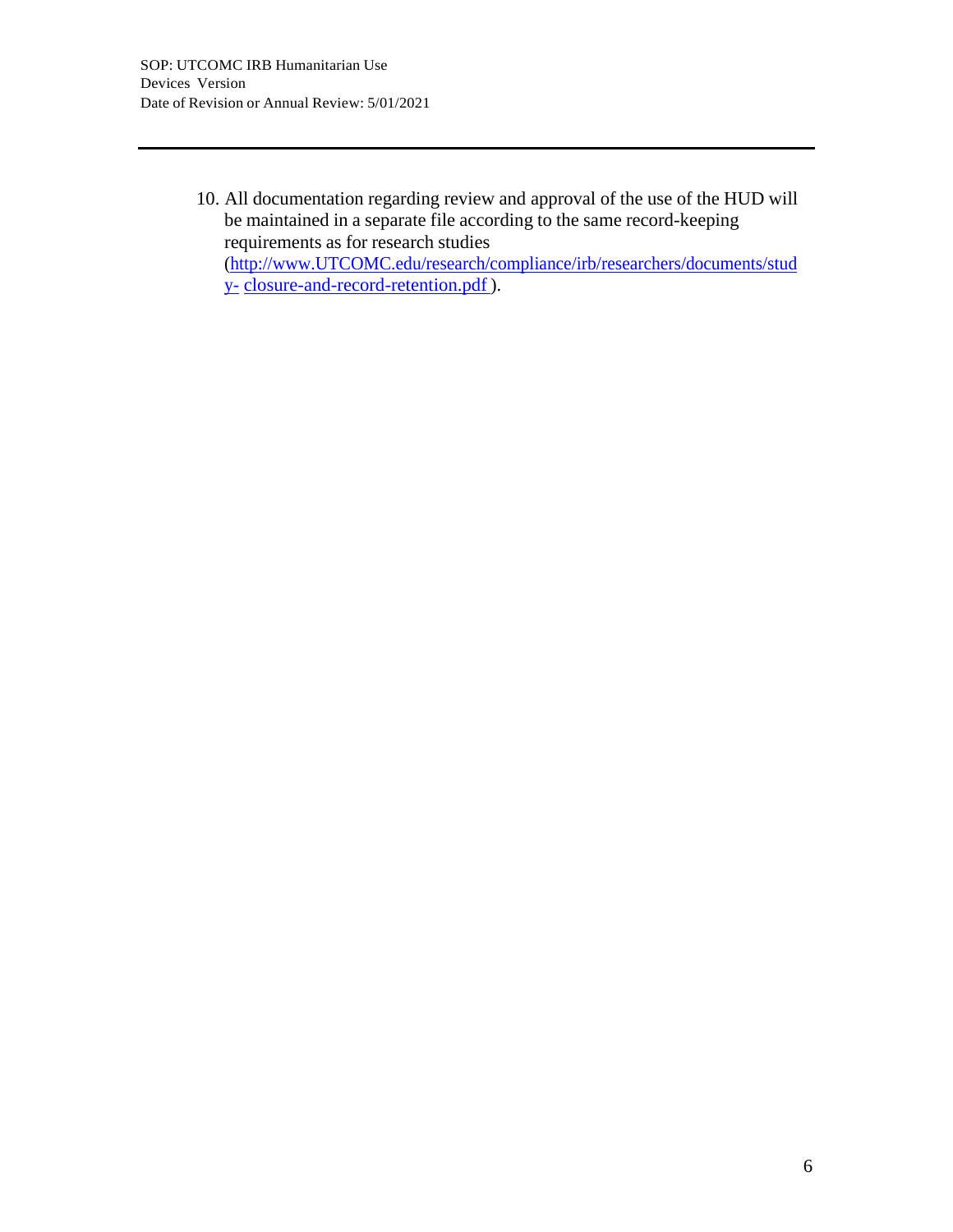10. All documentation regarding review and approval of the use of the HUD will be maintained in a separate file according to the same record-keeping requirements as for research studies (http://www.UTCOMC.edu/research/compliance/irb/researchers/documents/study- closure-and-record-retention.pdf ).